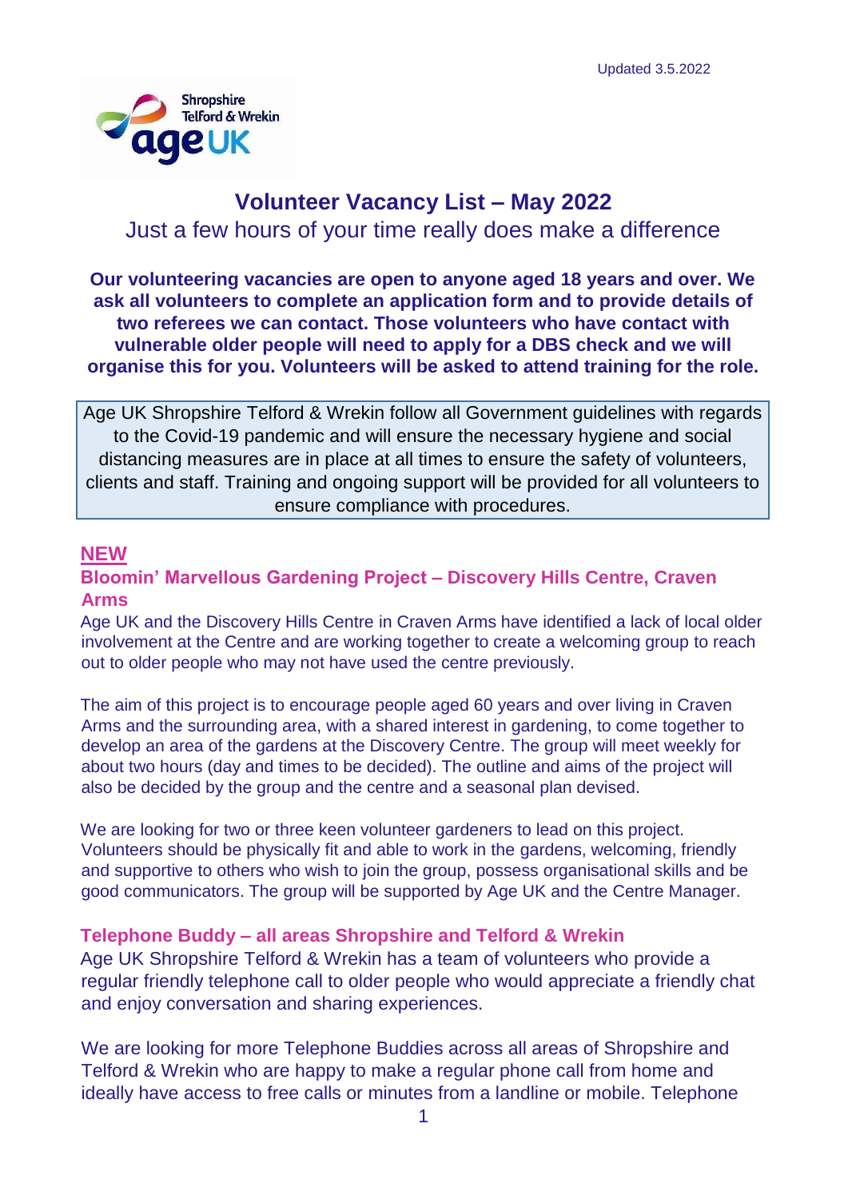Updated 3.5.2022

# Volunteer Vacancy List – May 2022

Just a few hours of your time really does make a difference

**Our volunteering vacancies are open to anyone aged 18 years and over. We ask all volunteers to complete an application form and to provide details of two referees we can contact. Those volunteers who have contact with vulnerable older people will need to apply for a DBS check and we will organise this for you. Volunteers will be asked to attend training for the role.**

Age UK Shropshire Telford & Wrekin follow all Government guidelines with regards to the Covid-19 pandemic and will ensure the necessary hygiene and social distancing measures are in place at all times to ensure the safety of volunteers, clients and staff. Training and ongoing support will be provided for all volunteers to ensure compliance with procedures.

**NEW**

## Bloomin' Marvellous Gardening Project – Discovery Hills Centre, Craven Arms

Age UK and the Discovery Hills Centre in Craven Arms have identified a lack of local older involvement at the Centre and are working together to create a welcoming group to reach out to older people who may not have used the centre previously.

The aim of this project is to encourage people aged 60 years and over living in Craven Arms and the surrounding area, with a shared interest in gardening, to come together to develop an area of the gardens at the Discovery Centre. The group will meet weekly for about two hours (day and times to be decided). The outline and aims of the project will also be decided by the group and the centre and a seasonal plan devised.

We are looking for two or three keen volunteer gardeners to lead on this project. Volunteers should be physically fit and able to work in the gardens, welcoming, friendly and supportive to others who wish to join the group, possess organisational skills and be good communicators. The group will be supported by Age UK and the Centre Manager.

## Telephone Buddy – all areas Shropshire and Telford & Wrekin

Age UK Shropshire Telford & Wrekin has a team of volunteers who provide a regular friendly telephone call to older people who would appreciate a friendly chat and enjoy conversation and sharing experiences.

We are looking for more Telephone Buddies across all areas of Shropshire and Telford & Wrekin who are happy to make a regular phone call from home and ideally have access to free calls or minutes from a landline or mobile. Telephone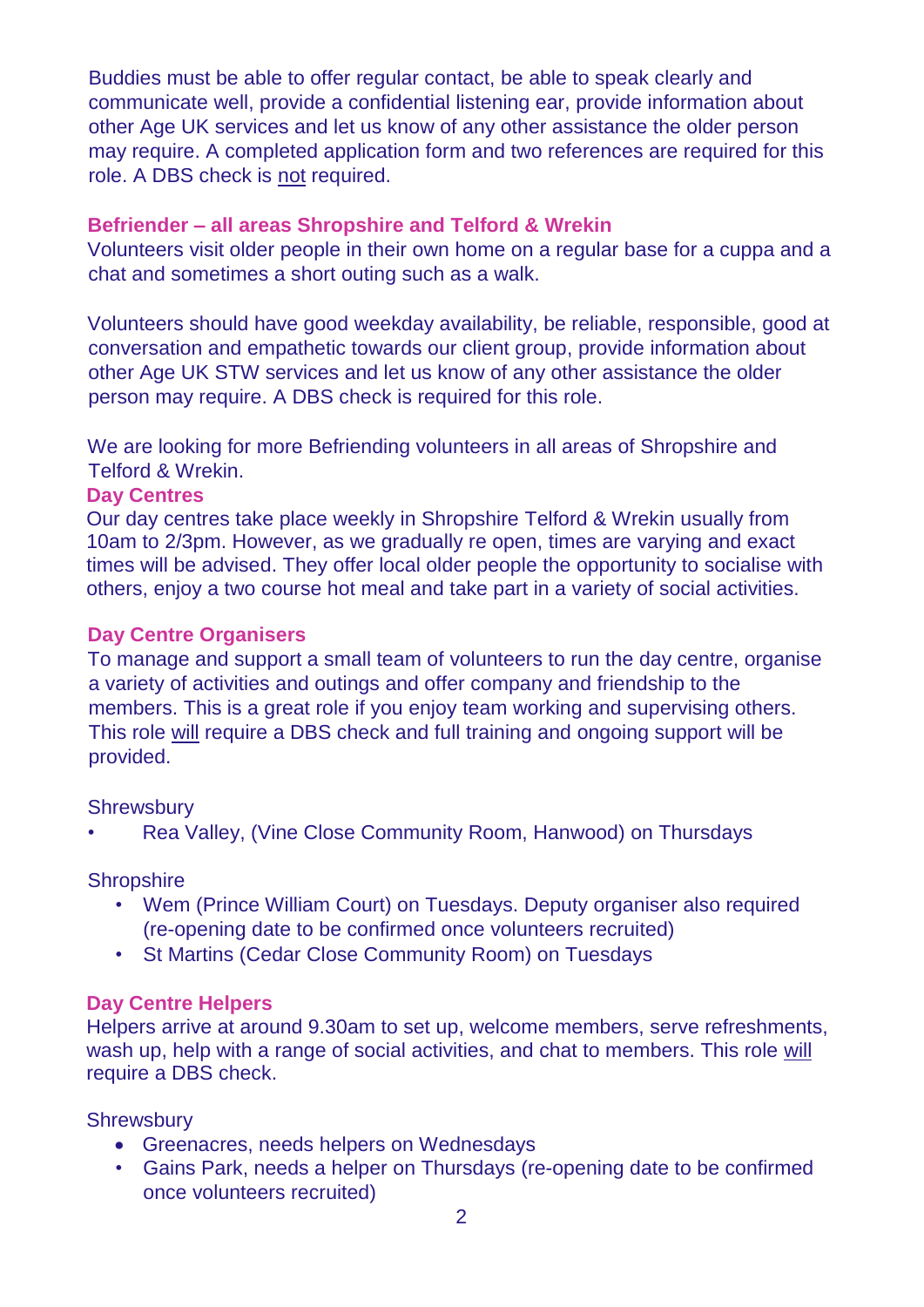Buddies must be able to offer regular contact, be able to speak clearly and communicate well, provide a confidential listening ear, provide information about other Age UK services and let us know of any other assistance the older person may require. A completed application form and two references are required for this role. A DBS check is not required.

### Befriender – all areas Shropshire and Telford & Wrekin

Volunteers visit older people in their own home on a regular base for a cuppa and a chat and sometimes a short outing such as a walk.

Volunteers should have good weekday availability, be reliable, responsible, good at conversation and empathetic towards our client group, provide information about other Age UK STW services and let us know of any other assistance the older person may require. A DBS check is required for this role.

We are looking for more Befriending volunteers in all areas of Shropshire and Telford & Wrekin.

### Day Centres

Our day centres take place weekly in Shropshire Telford & Wrekin usually from 10am to 2/3pm. However, as we gradually re open, times are varying and exact times will be advised. They offer local older people the opportunity to socialise with others, enjoy a two course hot meal and take part in a variety of social activities.

### Day Centre Organisers

To manage and support a small team of volunteers to run the day centre, organise a variety of activities and outings and offer company and friendship to the members. This is a great role if you enjoy team working and supervising others. This role will require a DBS check and full training and ongoing support will be provided.

Shrewsbury

- Rea Valley, (Vine Close Community Room, Hanwood) on Thursdays

Shropshire

- Wem (Prince William Court) on Tuesdays. Deputy organiser also required (re-opening date to be confirmed once volunteers recruited)
- St Martins (Cedar Close Community Room) on Tuesdays

### Day Centre Helpers

Helpers arrive at around 9.30am to set up, welcome members, serve refreshments, wash up, help with a range of social activities, and chat to members. This role will require a DBS check.

Shrewsbury

- Greenacres, needs helpers on Wednesdays
- Gains Park, needs a helper on Thursdays (re-opening date to be confirmed once volunteers recruited)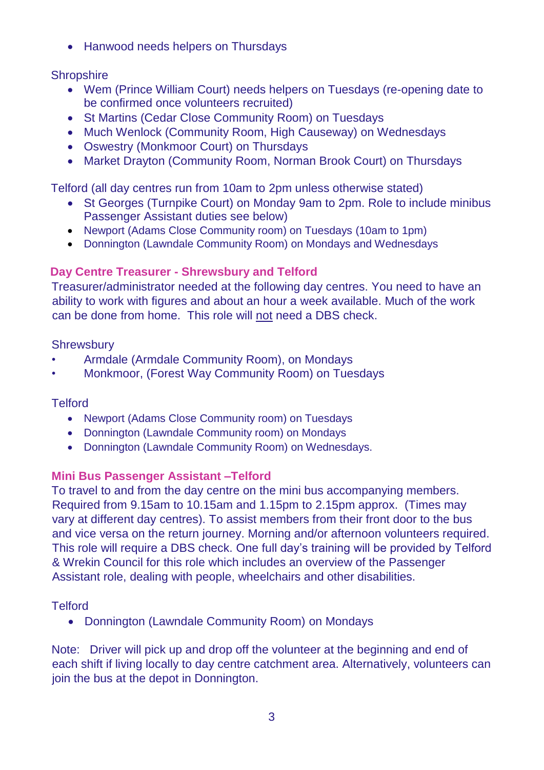- Hanwood needs helpers on Thursdays

Shropshire

- Wem (Prince William Court) needs helpers on Tuesdays (re-opening date to be confirmed once volunteers recruited)
- St Martins (Cedar Close Community Room) on Tuesdays
- Much Wenlock (Community Room, High Causeway) on Wednesdays
- Oswestry (Monkmoor Court) on Thursdays
- Market Drayton (Community Room, Norman Brook Court) on Thursdays

Telford (all day centres run from 10am to 2pm unless otherwise stated)

- St Georges (Turnpike Court) on Monday 9am to 2pm. Role to include minibus Passenger Assistant duties see below)
- Newport (Adams Close Community room) on Tuesdays (10am to 1pm)
- Donnington (Lawndale Community Room) on Mondays and Wednesdays

### Day Centre Treasurer - Shrewsbury and Telford

Treasurer/administrator needed at the following day centres. You need to have an ability to work with figures and about an hour a week available. Much of the work can be done from home. This role will not need a DBS check.

Shrewsbury

- Armdale (Armdale Community Room), on Mondays
- Monkmoor, (Forest Way Community Room) on Tuesdays

Telford

- Newport (Adams Close Community room) on Tuesdays
- Donnington (Lawndale Community room) on Mondays
- Donnington (Lawndale Community Room) on Wednesdays.

### Mini Bus Passenger Assistant –Telford

To travel to and from the day centre on the mini bus accompanying members. Required from 9.15am to 10.15am and 1.15pm to 2.15pm approx. (Times may vary at different day centres). To assist members from their front door to the bus and vice versa on the return journey. Morning and/or afternoon volunteers required. This role will require a DBS check. One full day's training will be provided by Telford & Wrekin Council for this role which includes an overview of the Passenger Assistant role, dealing with people, wheelchairs and other disabilities.

Telford

- Donnington (Lawndale Community Room) on Mondays

Note: Driver will pick up and drop off the volunteer at the beginning and end of each shift if living locally to day centre catchment area. Alternatively, volunteers can join the bus at the depot in Donnington.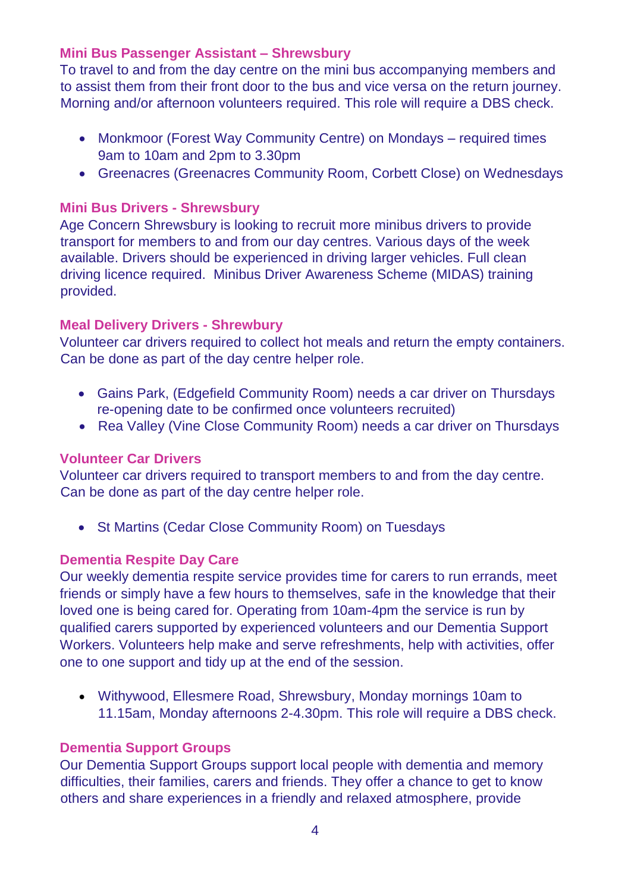### Mini Bus Passenger Assistant – Shrewsbury

To travel to and from the day centre on the mini bus accompanying members and to assist them from their front door to the bus and vice versa on the return journey. Morning and/or afternoon volunteers required. This role will require a DBS check.

- Monkmoor (Forest Way Community Centre) on Mondays – required times 9am to 10am and 2pm to 3.30pm
- Greenacres (Greenacres Community Room, Corbett Close) on Wednesdays

### Mini Bus Drivers - Shrewsbury

Age Concern Shrewsbury is looking to recruit more minibus drivers to provide transport for members to and from our day centres. Various days of the week available. Drivers should be experienced in driving larger vehicles. Full clean driving licence required. Minibus Driver Awareness Scheme (MIDAS) training provided.

### Meal Delivery Drivers - Shrewbury

Volunteer car drivers required to collect hot meals and return the empty containers. Can be done as part of the day centre helper role.

- Gains Park, (Edgefield Community Room) needs a car driver on Thursdays re-opening date to be confirmed once volunteers recruited)
- Rea Valley (Vine Close Community Room) needs a car driver on Thursdays

### Volunteer Car Drivers

Volunteer car drivers required to transport members to and from the day centre. Can be done as part of the day centre helper role.

- St Martins (Cedar Close Community Room) on Tuesdays

### Dementia Respite Day Care

Our weekly dementia respite service provides time for carers to run errands, meet friends or simply have a few hours to themselves, safe in the knowledge that their loved one is being cared for. Operating from 10am-4pm the service is run by qualified carers supported by experienced volunteers and our Dementia Support Workers. Volunteers help make and serve refreshments, help with activities, offer one to one support and tidy up at the end of the session.

- Withywood, Ellesmere Road, Shrewsbury, Monday mornings 10am to 11.15am, Monday afternoons 2-4.30pm. This role will require a DBS check.

### Dementia Support Groups

Our Dementia Support Groups support local people with dementia and memory difficulties, their families, carers and friends. They offer a chance to get to know others and share experiences in a friendly and relaxed atmosphere, provide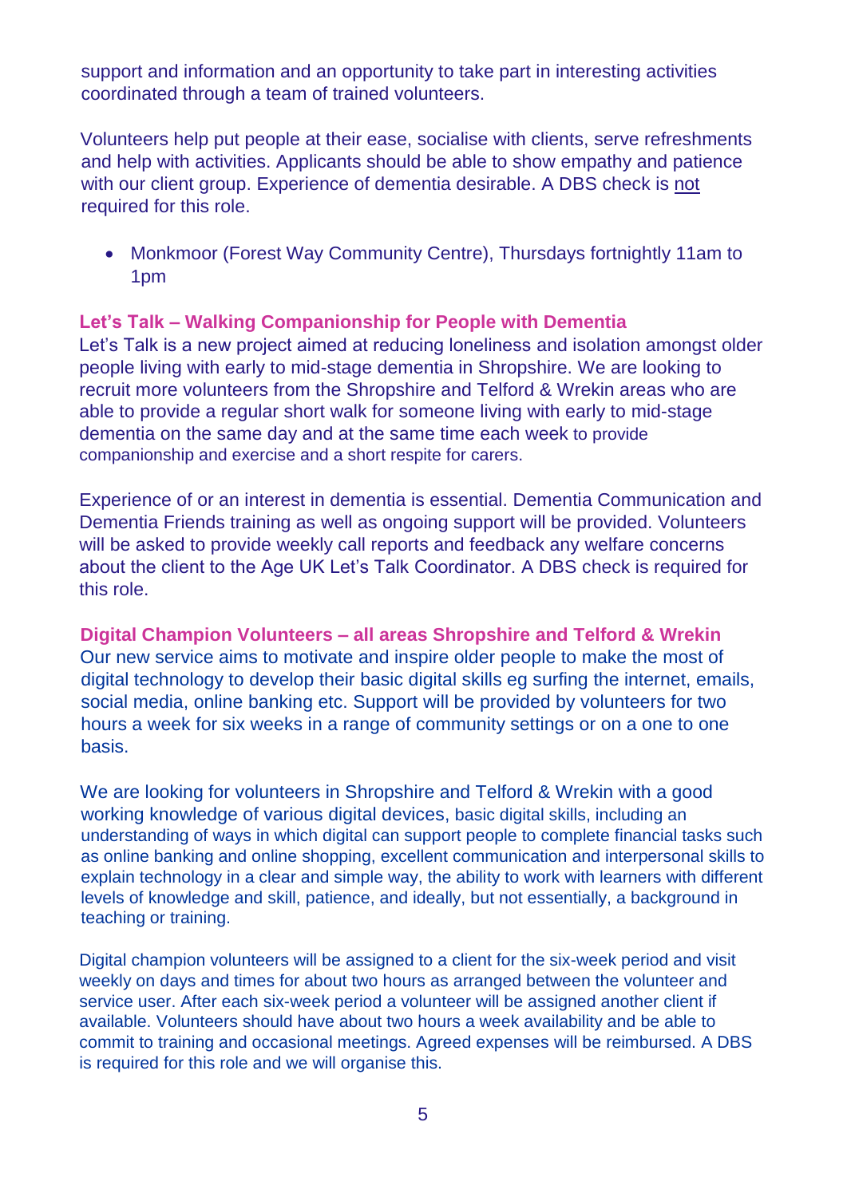support and information and an opportunity to take part in interesting activities coordinated through a team of trained volunteers.

Volunteers help put people at their ease, socialise with clients, serve refreshments and help with activities. Applicants should be able to show empathy and patience with our client group. Experience of dementia desirable. A DBS check is <u>not</u> required for this role.

- Monkmoor (Forest Way Community Centre), Thursdays fortnightly 11am to 1pm

### Let's Talk – Walking Companionship for People with Dementia

Let's Talk is a new project aimed at reducing loneliness and isolation amongst older people living with early to mid-stage dementia in Shropshire. We are looking to recruit more volunteers from the Shropshire and Telford & Wrekin areas who are able to provide a regular short walk for someone living with early to mid-stage dementia on the same day and at the same time each week to provide companionship and exercise and a short respite for carers.

Experience of or an interest in dementia is essential. Dementia Communication and Dementia Friends training as well as ongoing support will be provided. Volunteers will be asked to provide weekly call reports and feedback any welfare concerns about the client to the Age UK Let's Talk Coordinator. A DBS check is required for this role.

### Digital Champion Volunteers – all areas Shropshire and Telford & Wrekin

Our new service aims to motivate and inspire older people to make the most of digital technology to develop their basic digital skills eg surfing the internet, emails, social media, online banking etc. Support will be provided by volunteers for two hours a week for six weeks in a range of community settings or on a one to one basis.

We are looking for volunteers in Shropshire and Telford & Wrekin with a good working knowledge of various digital devices, basic digital skills, including an understanding of ways in which digital can support people to complete financial tasks such as online banking and online shopping, excellent communication and interpersonal skills to explain technology in a clear and simple way, the ability to work with learners with different levels of knowledge and skill, patience, and ideally, but not essentially, a background in teaching or training.

Digital champion volunteers will be assigned to a client for the six-week period and visit weekly on days and times for about two hours as arranged between the volunteer and service user. After each six-week period a volunteer will be assigned another client if available. Volunteers should have about two hours a week availability and be able to commit to training and occasional meetings. Agreed expenses will be reimbursed. A DBS is required for this role and we will organise this.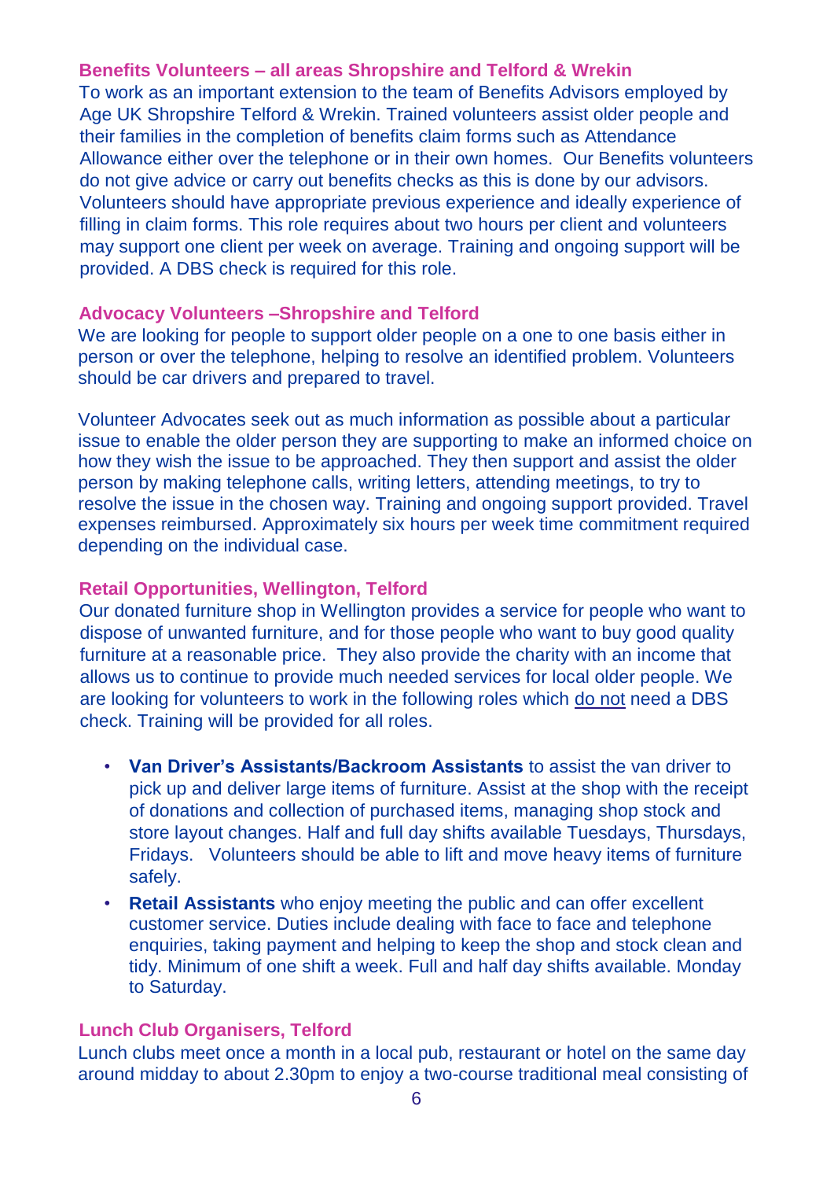### Benefits Volunteers – all areas Shropshire and Telford & Wrekin

To work as an important extension to the team of Benefits Advisors employed by Age UK Shropshire Telford & Wrekin. Trained volunteers assist older people and their families in the completion of benefits claim forms such as Attendance Allowance either over the telephone or in their own homes. Our Benefits volunteers do not give advice or carry out benefits checks as this is done by our advisors. Volunteers should have appropriate previous experience and ideally experience of filling in claim forms. This role requires about two hours per client and volunteers may support one client per week on average. Training and ongoing support will be provided. A DBS check is required for this role.

### Advocacy Volunteers –Shropshire and Telford

We are looking for people to support older people on a one to one basis either in person or over the telephone, helping to resolve an identified problem. Volunteers should be car drivers and prepared to travel.

Volunteer Advocates seek out as much information as possible about a particular issue to enable the older person they are supporting to make an informed choice on how they wish the issue to be approached. They then support and assist the older person by making telephone calls, writing letters, attending meetings, to try to resolve the issue in the chosen way. Training and ongoing support provided. Travel expenses reimbursed. Approximately six hours per week time commitment required depending on the individual case.

### Retail Opportunities, Wellington, Telford

Our donated furniture shop in Wellington provides a service for people who want to dispose of unwanted furniture, and for those people who want to buy good quality furniture at a reasonable price. They also provide the charity with an income that allows us to continue to provide much needed services for local older people. We are looking for volunteers to work in the following roles which do not need a DBS check. Training will be provided for all roles.

- **Van Driver's Assistants/Backroom Assistants** to assist the van driver to pick up and deliver large items of furniture. Assist at the shop with the receipt of donations and collection of purchased items, managing shop stock and store layout changes. Half and full day shifts available Tuesdays, Thursdays, Fridays. Volunteers should be able to lift and move heavy items of furniture safely.
- **Retail Assistants** who enjoy meeting the public and can offer excellent customer service. Duties include dealing with face to face and telephone enquiries, taking payment and helping to keep the shop and stock clean and tidy. Minimum of one shift a week. Full and half day shifts available. Monday to Saturday.

### Lunch Club Organisers, Telford

Lunch clubs meet once a month in a local pub, restaurant or hotel on the same day around midday to about 2.30pm to enjoy a two-course traditional meal consisting of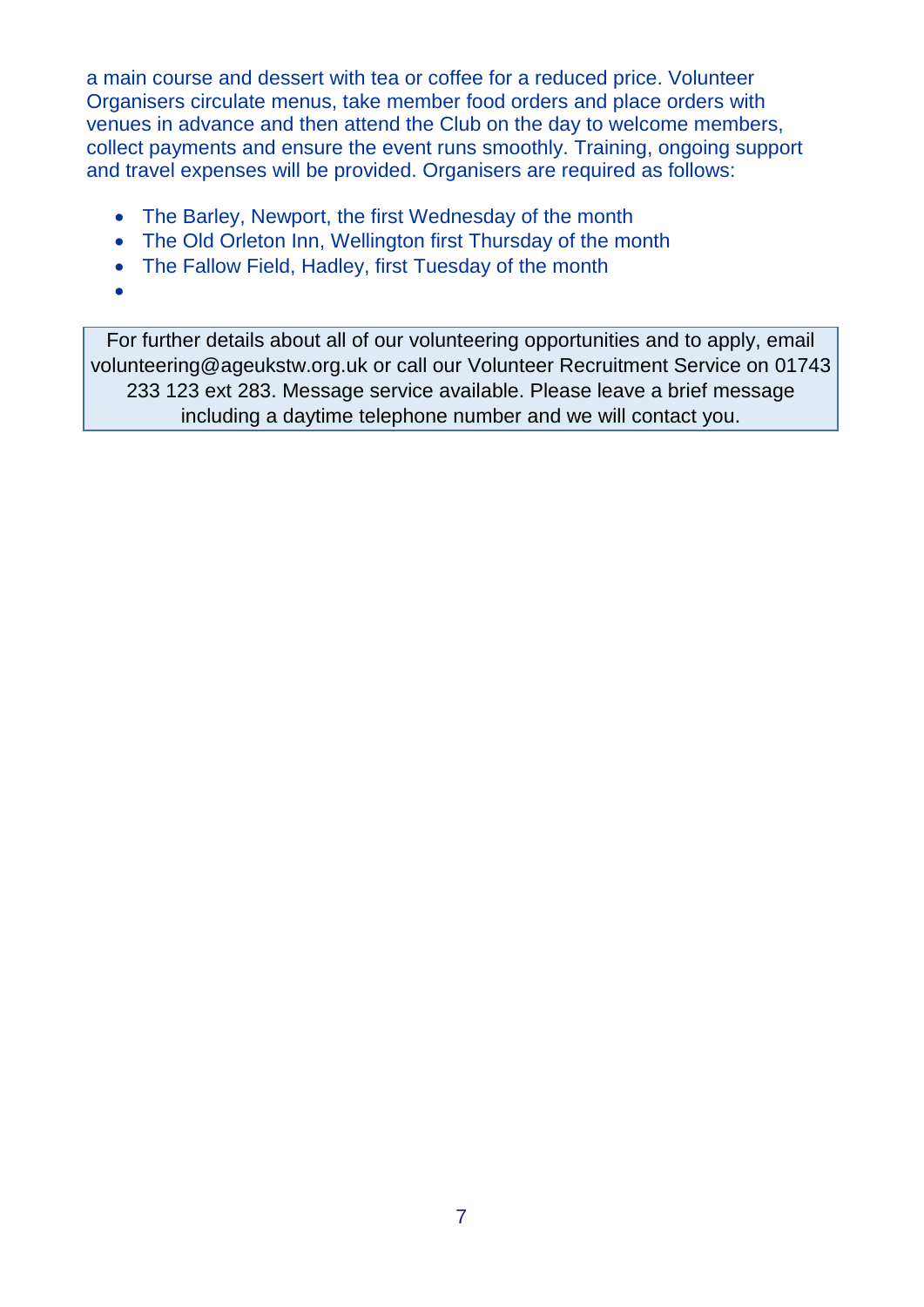a main course and dessert with tea or coffee for a reduced price. Volunteer Organisers circulate menus, take member food orders and place orders with venues in advance and then attend the Club on the day to welcome members, collect payments and ensure the event runs smoothly. Training, ongoing support and travel expenses will be provided. Organisers are required as follows:

- The Barley, Newport, the first Wednesday of the month
- The Old Orleton Inn, Wellington first Thursday of the month
- The Fallow Field, Hadley, first Tuesday of the month

For further details about all of our volunteering opportunities and to apply, email volunteering@ageukstw.org.uk or call our Volunteer Recruitment Service on 01743 233 123 ext 283. Message service available. Please leave a brief message including a daytime telephone number and we will contact you.